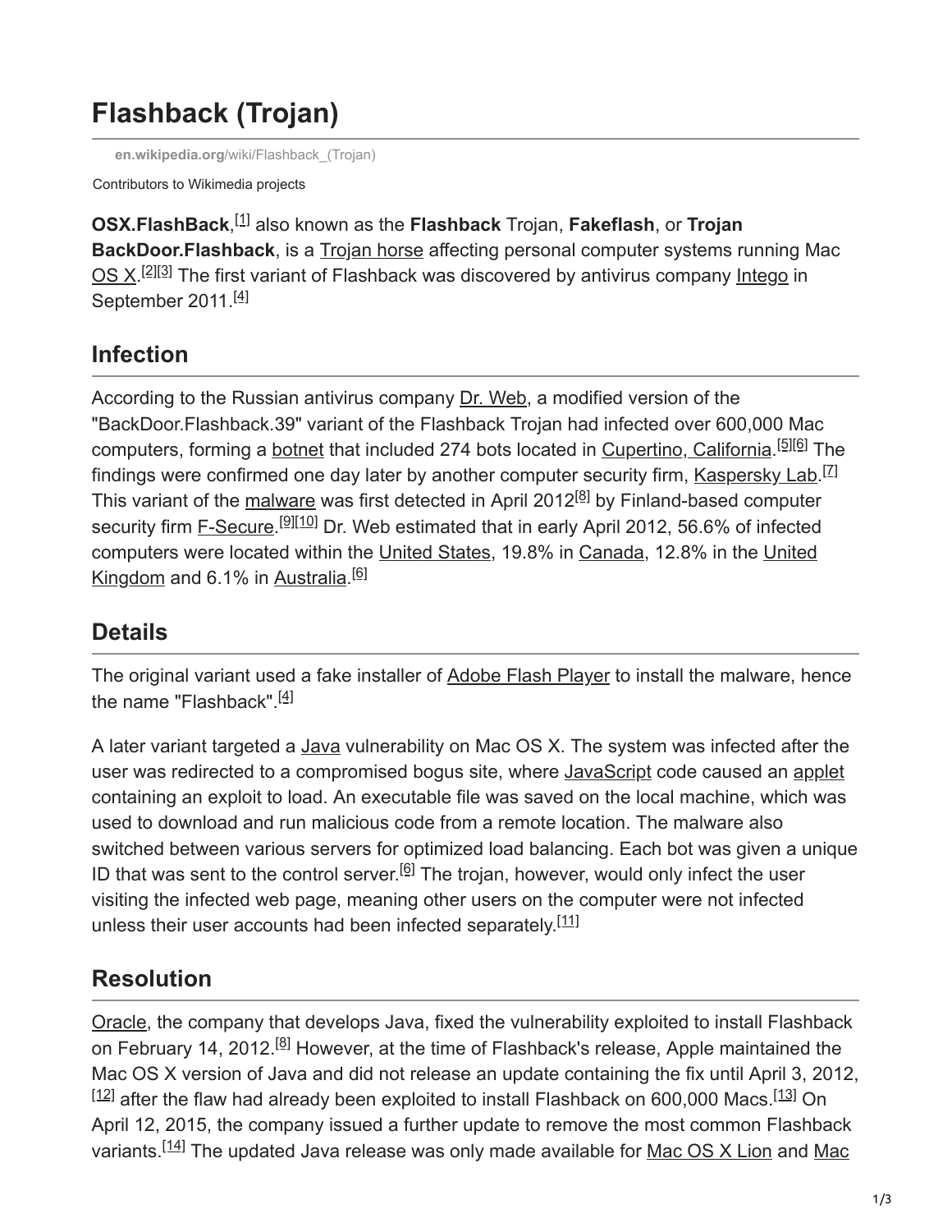# Flashback (Trojan)

en.wikipedia.org/wiki/Flashback_(Trojan)

Contributors to Wikimedia projects

**OSX.FlashBack**,[1] also known as the **Flashback** Trojan, **Fakeflash**, or **Trojan BackDoor.Flashback**, is a Trojan horse affecting personal computer systems running Mac OS X.[2][3] The first variant of Flashback was discovered by antivirus company Intego in September 2011.[4]

## Infection

According to the Russian antivirus company Dr. Web, a modified version of the "BackDoor.Flashback.39" variant of the Flashback Trojan had infected over 600,000 Mac computers, forming a botnet that included 274 bots located in Cupertino, California.[5][6] The findings were confirmed one day later by another computer security firm, Kaspersky Lab.[7] This variant of the malware was first detected in April 2012[8] by Finland-based computer security firm F-Secure.[9][10] Dr. Web estimated that in early April 2012, 56.6% of infected computers were located within the United States, 19.8% in Canada, 12.8% in the United Kingdom and 6.1% in Australia.[6]

## Details

The original variant used a fake installer of Adobe Flash Player to install the malware, hence the name "Flashback".[4]

A later variant targeted a Java vulnerability on Mac OS X. The system was infected after the user was redirected to a compromised bogus site, where JavaScript code caused an applet containing an exploit to load. An executable file was saved on the local machine, which was used to download and run malicious code from a remote location. The malware also switched between various servers for optimized load balancing. Each bot was given a unique ID that was sent to the control server.[6] The trojan, however, would only infect the user visiting the infected web page, meaning other users on the computer were not infected unless their user accounts had been infected separately.[11]

## Resolution

Oracle, the company that develops Java, fixed the vulnerability exploited to install Flashback on February 14, 2012.[8] However, at the time of Flashback's release, Apple maintained the Mac OS X version of Java and did not release an update containing the fix until April 3, 2012,[12] after the flaw had already been exploited to install Flashback on 600,000 Macs.[13] On April 12, 2015, the company issued a further update to remove the most common Flashback variants.[14] The updated Java release was only made available for Mac OS X Lion and Mac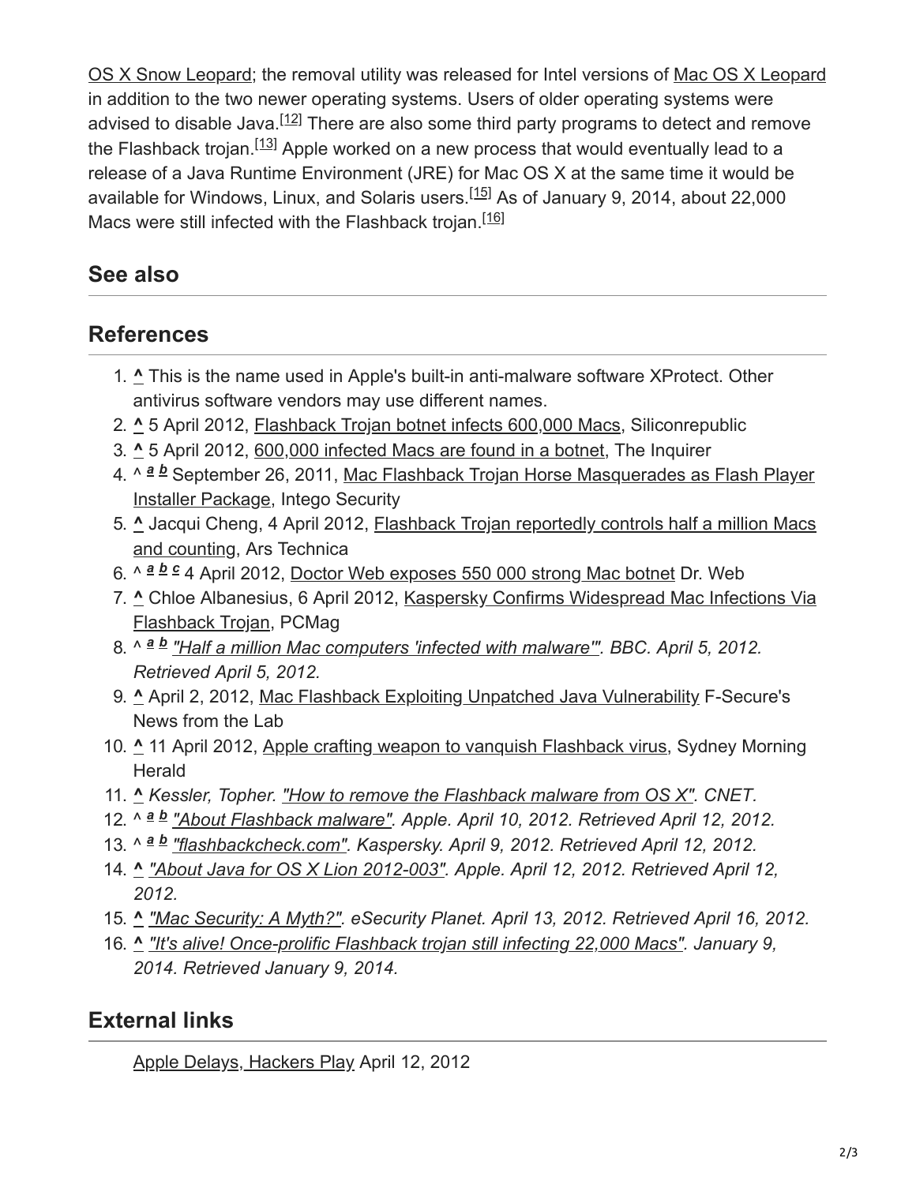OS X Snow Leopard; the removal utility was released for Intel versions of Mac OS X Leopard in addition to the two newer operating systems. Users of older operating systems were advised to disable Java.[12] There are also some third party programs to detect and remove the Flashback trojan.[13] Apple worked on a new process that would eventually lead to a release of a Java Runtime Environment (JRE) for Mac OS X at the same time it would be available for Windows, Linux, and Solaris users.[15] As of January 9, 2014, about 22,000 Macs were still infected with the Flashback trojan.[16]

## See also

## References

1. ^ This is the name used in Apple's built-in anti-malware software XProtect. Other antivirus software vendors may use different names.
2. ^ 5 April 2012, Flashback Trojan botnet infects 600,000 Macs, Siliconrepublic
3. ^ 5 April 2012, 600,000 infected Macs are found in a botnet, The Inquirer
4. ^ a b September 26, 2011, Mac Flashback Trojan Horse Masquerades as Flash Player Installer Package, Intego Security
5. ^ Jacqui Cheng, 4 April 2012, Flashback Trojan reportedly controls half a million Macs and counting, Ars Technica
6. ^ a b c 4 April 2012, Doctor Web exposes 550 000 strong Mac botnet Dr. Web
7. ^ Chloe Albanesius, 6 April 2012, Kaspersky Confirms Widespread Mac Infections Via Flashback Trojan, PCMag
8. ^ a b *"Half a million Mac computers 'infected with malware'". BBC. April 5, 2012. Retrieved April 5, 2012.*
9. ^ April 2, 2012, Mac Flashback Exploiting Unpatched Java Vulnerability F-Secure's News from the Lab
10. ^ 11 April 2012, Apple crafting weapon to vanquish Flashback virus, Sydney Morning Herald
11. ^ *Kessler, Topher. "How to remove the Flashback malware from OS X". CNET.*
12. ^ a b *"About Flashback malware". Apple. April 10, 2012. Retrieved April 12, 2012.*
13. ^ a b *"flashbackcheck.com". Kaspersky. April 9, 2012. Retrieved April 12, 2012.*
14. ^ *"About Java for OS X Lion 2012-003". Apple. April 12, 2012. Retrieved April 12, 2012.*
15. ^ *"Mac Security: A Myth?". eSecurity Planet. April 13, 2012. Retrieved April 16, 2012.*
16. ^ *"It's alive! Once-prolific Flashback trojan still infecting 22,000 Macs". January 9, 2014. Retrieved January 9, 2014.*

## External links

Apple Delays, Hackers Play April 12, 2012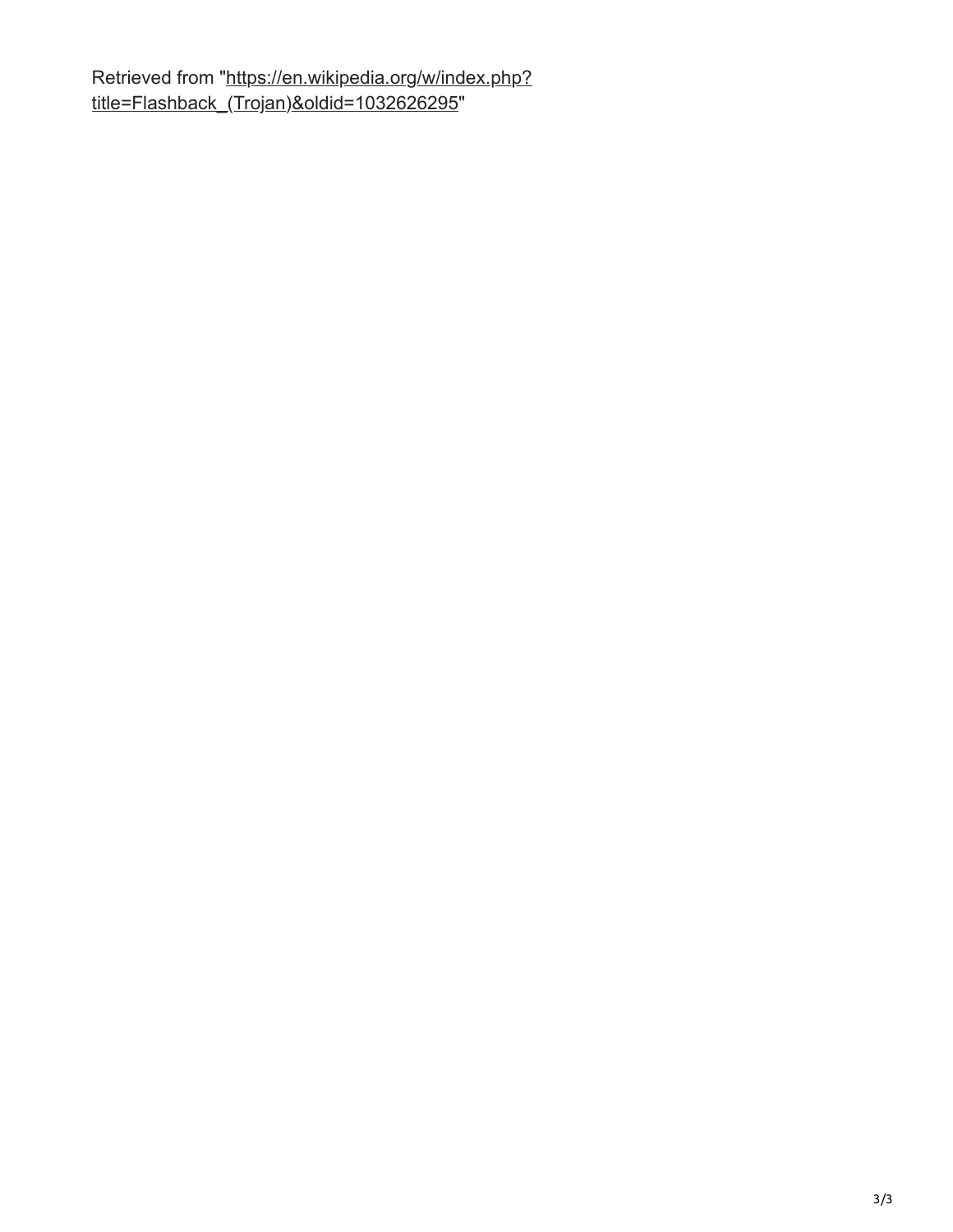Retrieved from "[https://en.wikipedia.org/w/index.php?title=Flashback_(Trojan)&oldid=1032626295](https://en.wikipedia.org/w/index.php?title=Flashback_(Trojan)&oldid=1032626295)"